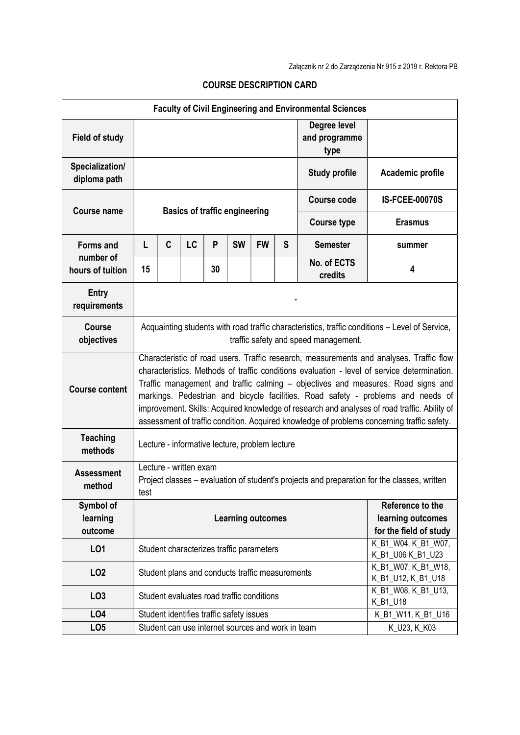Załącznik nr 2 do Zarządzenia Nr 915 z 2019 r. Rektora PB

# COURSE DESCRIPTION CARD

| Faculty of Civil Engineering and Environmental Sciences | | | | | | | | | |
|---|---|---|---|---|---|---|---|---|---|
| **Field of study** | | | | | | | | **Degree level and programme type** | |
| **Specialization/ diploma path** | | | | | | | | **Study profile** | **Academic profile** |
| **Course name** | **Basics of traffic engineering** | | | | | | | **Course code** | **IS-FCEE-00070S** |
| | | | | | | | | **Course type** | **Erasmus** |
| **Forms and number of hours of tuition** | **L** | **C** | **LC** | **P** | **SW** | **FW** | **S** | **Semester** | **summer** |
| | **15** | | | **30** | | | | **No. of ECTS credits** | **4** |
| **Entry requirements** | - | | | | | | | | |
| **Course objectives** | Acquainting students with road traffic characteristics, traffic conditions – Level of Service, traffic safety and speed management. | | | | | | | | |
| **Course content** | Characteristic of road users. Traffic research, measurements and analyses. Traffic flow characteristics. Methods of traffic conditions evaluation - level of service determination. Traffic management and traffic calming – objectives and measures. Road signs and markings. Pedestrian and bicycle facilities. Road safety - problems and needs of improvement. Skills: Acquired knowledge of research and analyses of road traffic. Ability of assessment of traffic condition. Acquired knowledge of problems concerning traffic safety. | | | | | | | | |
| **Teaching methods** | Lecture - informative lecture, problem lecture | | | | | | | | |
| **Assessment method** | Lecture - written exam<br>Project classes – evaluation of student's projects and preparation for the classes, written test | | | | | | | | |

| Symbol of learning outcome | Learning outcomes | Reference to the learning outcomes for the field of study |
|---|---|---|
| **LO1** | Student characterizes traffic parameters | K_B1_W04, K_B1_W07, K_B1_U06 K_B1_U23 |
| **LO2** | Student plans and conducts traffic measurements | K_B1_W07, K_B1_W18, K_B1_U12, K_B1_U18 |
| **LO3** | Student evaluates road traffic conditions | K_B1_W08, K_B1_U13, K_B1_U18 |
| **LO4** | Student identifies traffic safety issues | K_B1_W11, K_B1_U16 |
| **LO5** | Student can use internet sources and work in team | K_U23, K_K03 |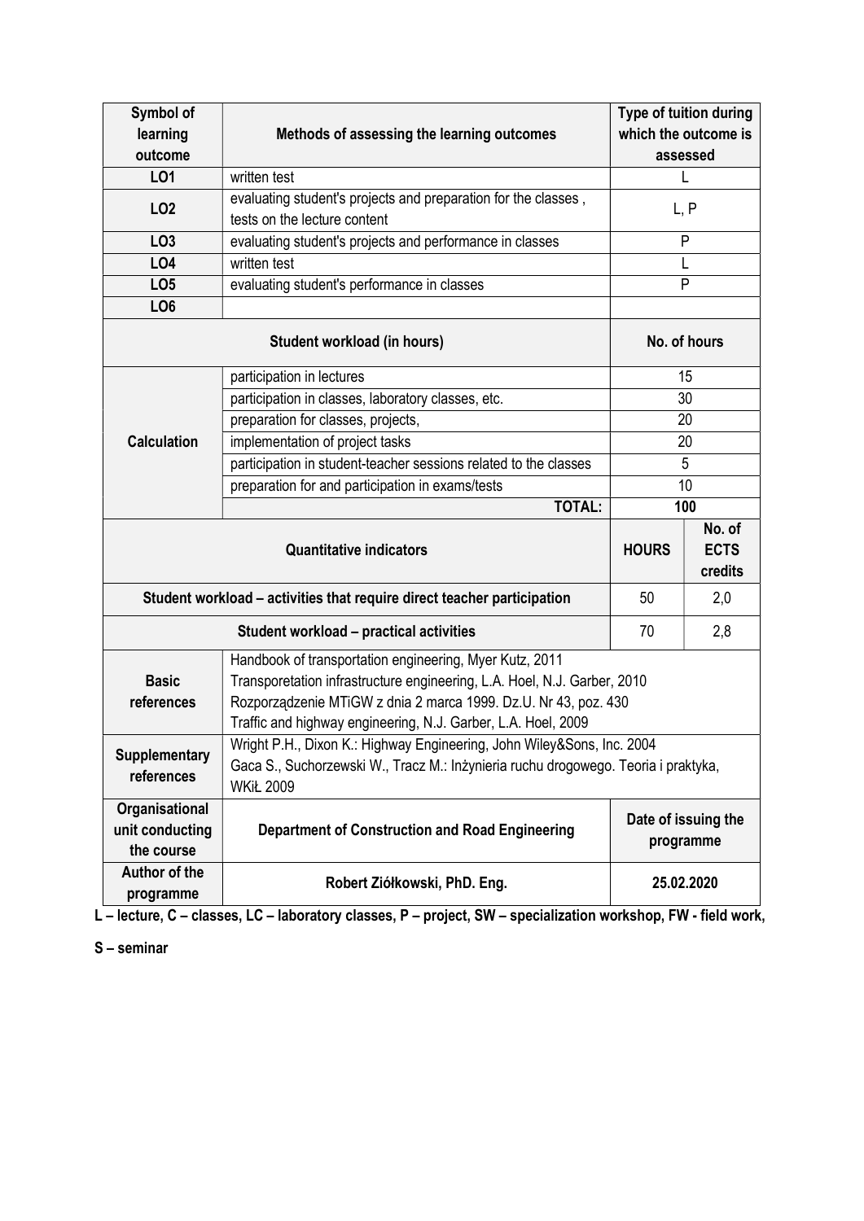| Symbol of learning outcome | Methods of assessing the learning outcomes | Type of tuition during which the outcome is assessed |
|---|---|---|
| **LO1** | written test | L |
| **LO2** | evaluating student's projects and preparation for the classes , tests on the lecture content | L, P |
| **LO3** | evaluating student's projects and performance in classes | P |
| **LO4** | written test | L |
| **LO5** | evaluating student's performance in classes | P |
| **LO6** | | |

| Student workload (in hours) | | No. of hours |
|---|---|---|
| **Calculation** | participation in lectures | 15 |
| | participation in classes, laboratory classes, etc. | 30 |
| | preparation for classes, projects, | 20 |
| | implementation of project tasks | 20 |
| | participation in student-teacher sessions related to the classes | 5 |
| | preparation for and participation in exams/tests | 10 |
| | **TOTAL:** | **100** |

| Quantitative indicators | HOURS | No. of ECTS credits |
|---|---|---|
| **Student workload – activities that require direct teacher participation** | 50 | 2,0 |
| **Student workload – practical activities** | 70 | 2,8 |

| | |
|---|---|
| **Basic references** | Handbook of transportation engineering, Myer Kutz, 2011<br>Transporetation infrastructure engineering, L.A. Hoel, N.J. Garber, 2010<br>Rozporządzenie MTiGW z dnia 2 marca 1999. Dz.U. Nr 43, poz. 430<br>Traffic and highway engineering, N.J. Garber, L.A. Hoel, 2009 |
| **Supplementary references** | Wright P.H., Dixon K.: Highway Engineering, John Wiley&Sons, Inc. 2004<br>Gaca S., Suchorzewski W., Tracz M.: Inżynieria ruchu drogowego. Teoria i praktyka, WKiŁ 2009 |

| Organisational unit conducting the course | Department of Construction and Road Engineering | Date of issuing the programme |
|---|---|---|
| **Author of the programme** | **Robert Ziółkowski, PhD. Eng.** | **25.02.2020** |

**L – lecture, C – classes, LC – laboratory classes, P – project, SW – specialization workshop, FW - field work, S – seminar**